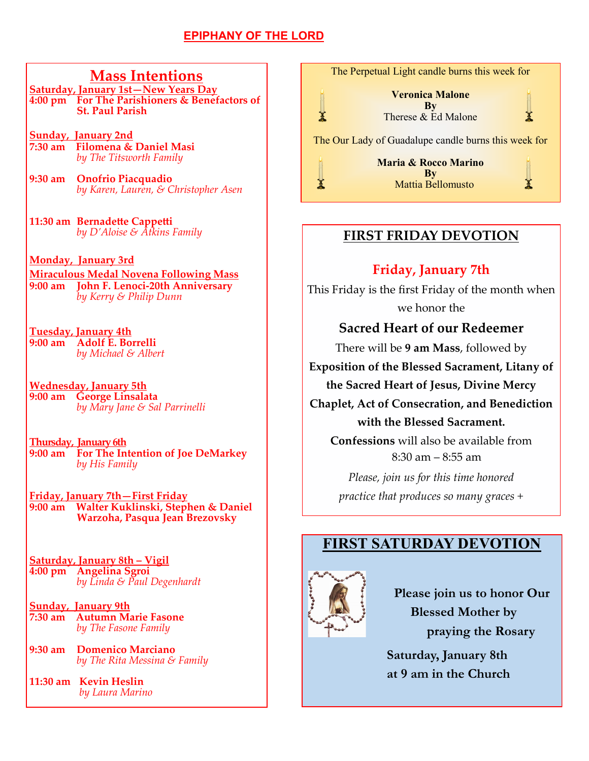# EPIPHANY OF THE LORD

## Mass Intentions

**Saturday, January 1st—New Years Day**
**4:00 pm For The Parishioners & Benefactors of St. Paul Parish**

**Sunday, January 2nd**
**7:30 am Filomena & Daniel Masi**
*by The Titsworth Family*

**9:30 am Onofrio Piacquadio**
*by Karen, Lauren, & Christopher Asen*

**11:30 am Bernadette Cappetti**
*by D'Aloise & Atkins Family*

**Monday, January 3rd**
**Miraculous Medal Novena Following Mass**
**9:00 am John F. Lenoci-20th Anniversary**
*by Kerry & Philip Dunn*

**Tuesday, January 4th**
**9:00 am Adolf E. Borrelli**
*by Michael & Albert*

**Wednesday, January 5th**
**9:00 am George Linsalata**
*by Mary Jane & Sal Parrinelli*

**Thursday, January 6th**
**9:00 am For The Intention of Joe DeMarkey**
*by His Family*

**Friday, January 7th—First Friday**
**9:00 am Walter Kuklinski, Stephen & Daniel Warzoha, Pasqua Jean Brezovsky**

**Saturday, January 8th – Vigil**
**4:00 pm Angelina Sgroi**
*by Linda & Paul Degenhardt*

**Sunday, January 9th**
**7:30 am Autumn Marie Fasone**
*by The Fasone Family*

**9:30 am Domenico Marciano**
*by The Rita Messina & Family*

**11:30 am Kevin Heslin**
*by Laura Marino*

---

The Perpetual Light candle burns this week for

**Veronica Malone**
**By**
Therese & Ed Malone

The Our Lady of Guadalupe candle burns this week for

**Maria & Rocco Marino**
**By**
Mattia Bellomusto

---

## FIRST FRIDAY DEVOTION

**Friday, January 7th**

This Friday is the first Friday of the month when we honor the

**Sacred Heart of our Redeemer**

There will be **9 am Mass**, followed by **Exposition of the Blessed Sacrament, Litany of the Sacred Heart of Jesus, Divine Mercy Chaplet, Act of Consecration, and Benediction with the Blessed Sacrament.**

**Confessions** will also be available from 8:30 am – 8:55 am

*Please, join us for this time honored practice that produces so many graces +*

---

## FIRST SATURDAY DEVOTION

**Please join us to honor Our Blessed Mother by praying the Rosary**

**Saturday, January 8th at 9 am in the Church**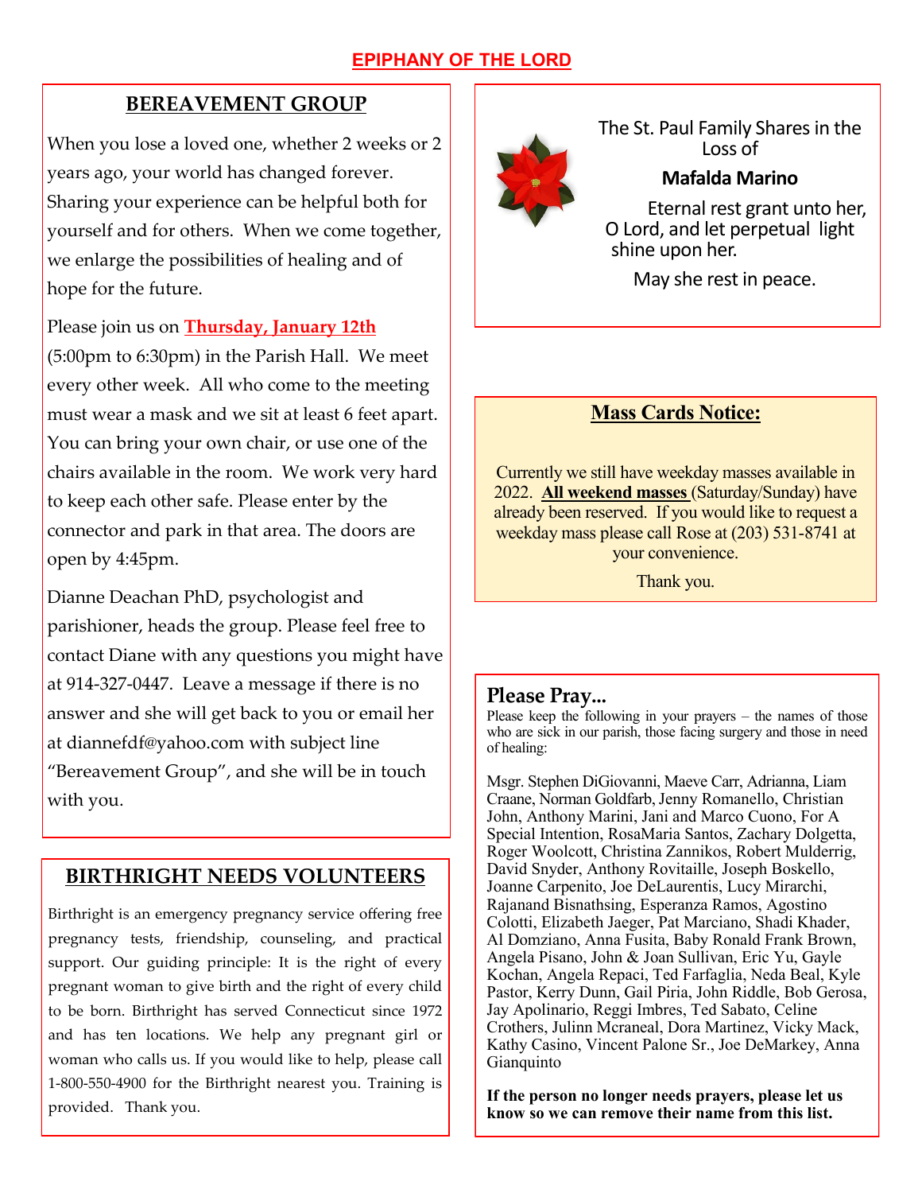**EPIPHANY OF THE LORD**

## BEREAVEMENT GROUP

When you lose a loved one, whether 2 weeks or 2 years ago, your world has changed forever. Sharing your experience can be helpful both for yourself and for others. When we come together, we enlarge the possibilities of healing and of hope for the future.

Please join us on **Thursday, January 12th** (5:00pm to 6:30pm) in the Parish Hall. We meet every other week. All who come to the meeting must wear a mask and we sit at least 6 feet apart. You can bring your own chair, or use one of the chairs available in the room. We work very hard to keep each other safe. Please enter by the connector and park in that area. The doors are open by 4:45pm.

Dianne Deachan PhD, psychologist and parishioner, heads the group. Please feel free to contact Diane with any questions you might have at 914-327-0447. Leave a message if there is no answer and she will get back to you or email her at diannefdf@yahoo.com with subject line "Bereavement Group", and she will be in touch with you.

## BIRTHRIGHT NEEDS VOLUNTEERS

Birthright is an emergency pregnancy service offering free pregnancy tests, friendship, counseling, and practical support. Our guiding principle: It is the right of every pregnant woman to give birth and the right of every child to be born. Birthright has served Connecticut since 1972 and has ten locations. We help any pregnant girl or woman who calls us. If you would like to help, please call 1-800-550-4900 for the Birthright nearest you. Training is provided. Thank you.

The St. Paul Family Shares in the Loss of

**Mafalda Marino**

Eternal rest grant unto her, O Lord, and let perpetual light shine upon her.

May she rest in peace.

## Mass Cards Notice:

Currently we still have weekday masses available in 2022. **All weekend masses** (Saturday/Sunday) have already been reserved. If you would like to request a weekday mass please call Rose at (203) 531-8741 at your convenience.

Thank you.

## Please Pray...

Please keep the following in your prayers – the names of those who are sick in our parish, those facing surgery and those in need of healing:

Msgr. Stephen DiGiovanni, Maeve Carr, Adrianna, Liam Craane, Norman Goldfarb, Jenny Romanello, Christian John, Anthony Marini, Jani and Marco Cuono, For A Special Intention, RosaMaria Santos, Zachary Dolgetta, Roger Woolcott, Christina Zannikos, Robert Mulderrig, David Snyder, Anthony Rovitaille, Joseph Boskello, Joanne Carpenito, Joe DeLaurentis, Lucy Mirarchi, Rajanand Bisnathsing, Esperanza Ramos, Agostino Colotti, Elizabeth Jaeger, Pat Marciano, Shadi Khader, Al Domziano, Anna Fusita, Baby Ronald Frank Brown, Angela Pisano, John & Joan Sullivan, Eric Yu, Gayle Kochan, Angela Repaci, Ted Farfaglia, Neda Beal, Kyle Pastor, Kerry Dunn, Gail Piria, John Riddle, Bob Gerosa, Jay Apolinario, Reggi Imbres, Ted Sabato, Celine Crothers, Julinn Mcraneal, Dora Martinez, Vicky Mack, Kathy Casino, Vincent Palone Sr., Joe DeMarkey, Anna Gianquinto

**If the person no longer needs prayers, please let us know so we can remove their name from this list.**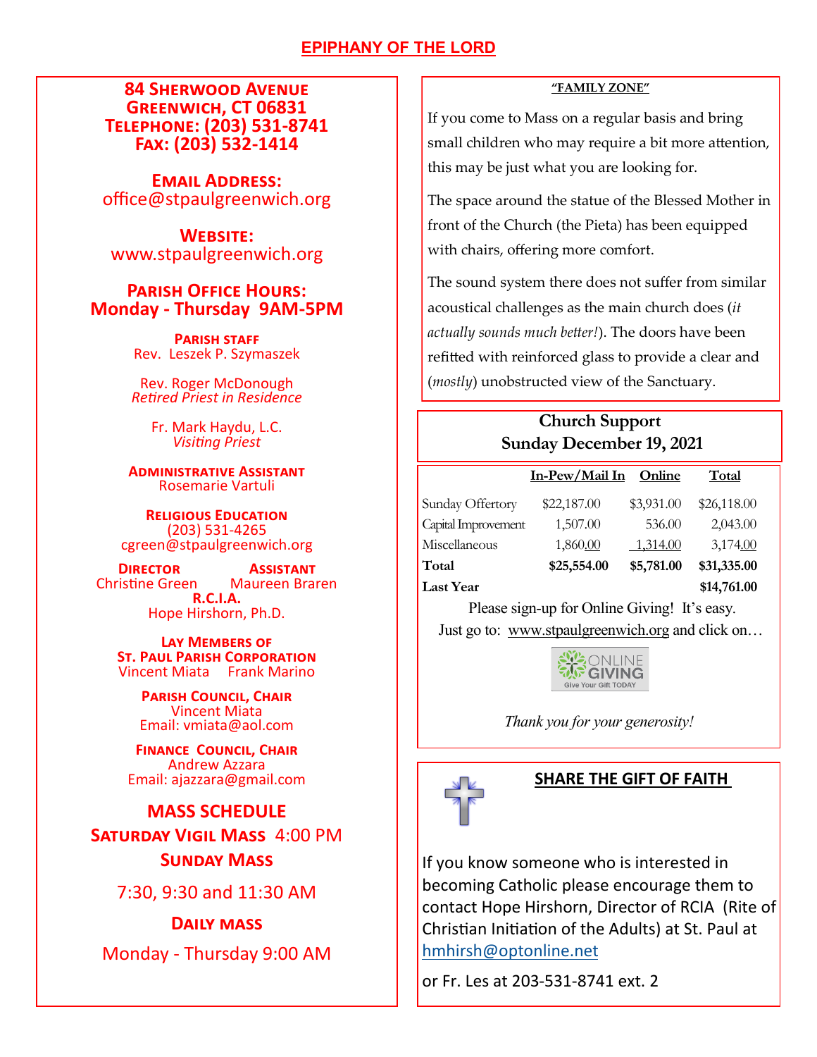# EPIPHANY OF THE LORD

**84 Sherwood Avenue**
**Greenwich, CT 06831**
**Telephone: (203) 531-8741**
**Fax: (203) 532-1414**

**Email Address:**
office@stpaulgreenwich.org

**Website:**
www.stpaulgreenwich.org

**Parish Office Hours:**
**Monday - Thursday 9AM-5PM**

**Parish staff**
Rev. Leszek P. Szymaszek

Rev. Roger McDonough
*Retired Priest in Residence*

Fr. Mark Haydu, L.C.
*Visiting Priest*

**Administrative Assistant**
Rosemarie Vartuli

**Religious Education**
(203) 531-4265
cgreen@stpaulgreenwich.org

**Director** Christine Green
**Assistant** Maureen Braren

**R.C.I.A.**
Hope Hirshorn, Ph.D.

**Lay Members of St. Paul Parish Corporation**
Vincent Miata Frank Marino

**Parish Council, Chair**
Vincent Miata
Email: vmiata@aol.com

**Finance Council, Chair**
Andrew Azzara
Email: ajazzara@gmail.com

## MASS SCHEDULE

**Saturday Vigil Mass** 4:00 PM

**Sunday Mass**

7:30, 9:30 and 11:30 AM

**Daily mass**

Monday - Thursday 9:00 AM

## "FAMILY ZONE"

If you come to Mass on a regular basis and bring small children who may require a bit more attention, this may be just what you are looking for.

The space around the statue of the Blessed Mother in front of the Church (the Pieta) has been equipped with chairs, offering more comfort.

The sound system there does not suffer from similar acoustical challenges as the main church does (*it actually sounds much better!*). The doors have been refitted with reinforced glass to provide a clear and (*mostly*) unobstructed view of the Sanctuary.

## Church Support
## Sunday December 19, 2021

| | In-Pew/Mail In | Online | Total |
|---|---|---|---|
| Sunday Offertory | $22,187.00 | $3,931.00 | $26,118.00 |
| Capital Improvement | 1,507.00 | 536.00 | 2,043.00 |
| Miscellaneous | 1,860.00 | 1,314.00 | 3,174.00 |
| **Total** | **$25,554.00** | **$5,781.00** | **$31,335.00** |
| **Last Year** | | | **$14,761.00** |

Please sign-up for Online Giving! It's easy.

Just go to: www.stpaulgreenwich.org and click on…

ONLINE GIVING
Give Your Gift TODAY

*Thank you for your generosity!*

## SHARE THE GIFT OF FAITH

If you know someone who is interested in becoming Catholic please encourage them to contact Hope Hirshorn, Director of RCIA (Rite of Christian Initiation of the Adults) at St. Paul at hmhirsh@optonline.net

or Fr. Les at 203-531-8741 ext. 2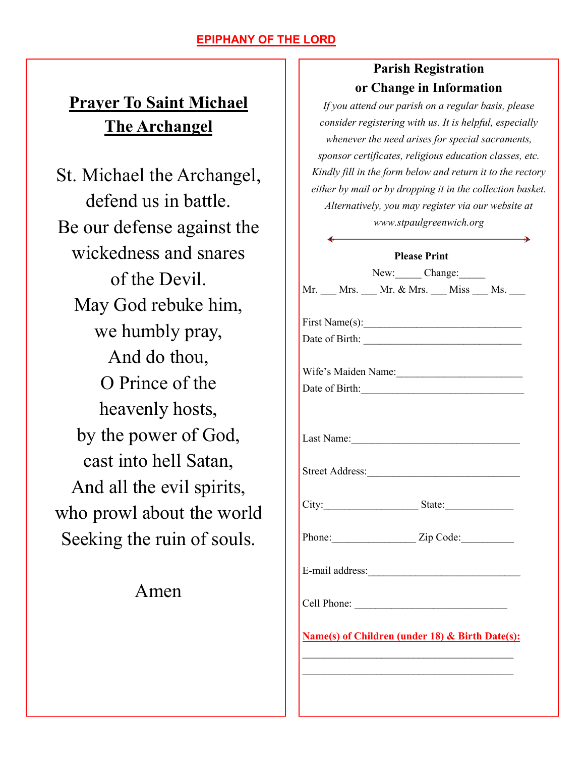**EPIPHANY OF THE LORD**

## Prayer To Saint Michael The Archangel

St. Michael the Archangel,
defend us in battle.
Be our defense against the
wickedness and snares
of the Devil.
May God rebuke him,
we humbly pray,
And do thou,
O Prince of the
heavenly hosts,
by the power of God,
cast into hell Satan,
And all the evil spirits,
who prowl about the world
Seeking the ruin of souls.

Amen

## Parish Registration or Change in Information

*If you attend our parish on a regular basis, please consider registering with us. It is helpful, especially whenever the need arises for special sacraments, sponsor certificates, religious education classes, etc. Kindly fill in the form below and return it to the rectory either by mail or by dropping it in the collection basket. Alternatively, you may register via our website at www.stpaulgreenwich.org*

**Please Print**

New:_____ Change:_____

Mr. ___ Mrs. ___ Mr. & Mrs. ___ Miss ___ Ms. ___

First Name(s):_____________________________

Date of Birth: _____________________________

Wife's Maiden Name:_______________________

Date of Birth:______________________________

Last Name:_______________________________

Street Address:____________________________

City:_________________ State:____________

Phone:_______________ Zip Code:_________

E-mail address:____________________________

Cell Phone: ____________________________

**Name(s) of Children (under 18) & Birth Date(s):**

________________________________________

________________________________________